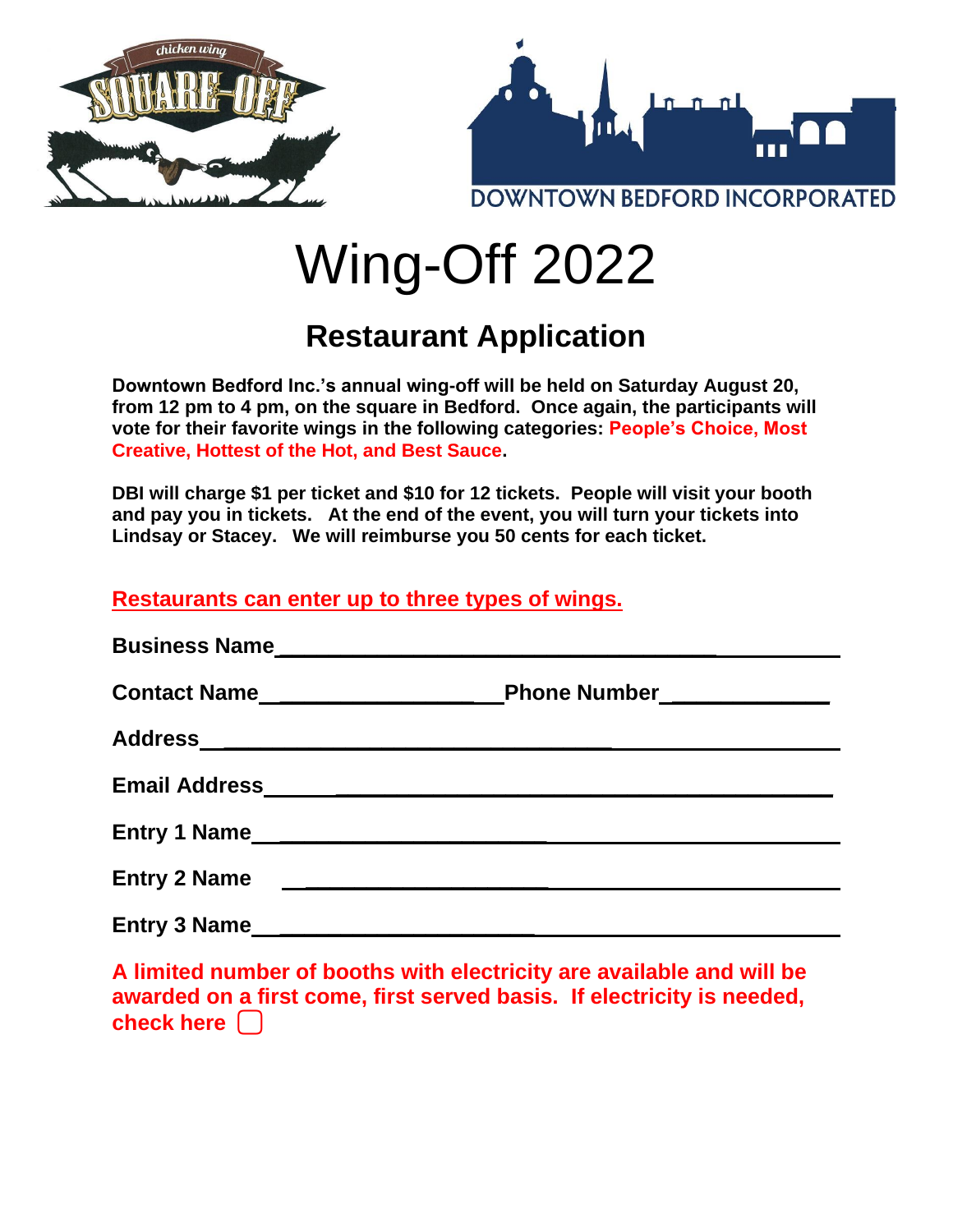# Wing-Off 2022

## Restaurant Application

**Downtown Bedford Inc.'s annual wing-off will be held on Saturday August 20, from 12 pm to 4 pm, on the square in Bedford. Once again, the participants will vote for their favorite wings in the following categories: People's Choice, Most Creative, Hottest of the Hot, and Best Sauce.**

**DBI will charge $1 per ticket and $10 for 12 tickets. People will visit your booth and pay you in tickets. At the end of the event, you will turn your tickets into Lindsay or Stacey. We will reimburse you 50 cents for each ticket.**

**Restaurants can enter up to three types of wings.**

**Business Name**______________________________________________

**Contact Name**_____________________ **Phone Number**______________

**Address**___________________________________________________

**Email Address**______________________________________________

**Entry 1 Name**_______________________________________________

**Entry 2 Name** _______________________________________________

**Entry 3 Name**_______________________________________________

**A limited number of booths with electricity are available and will be awarded on a first come, first served basis. If electricity is needed, check here** ☐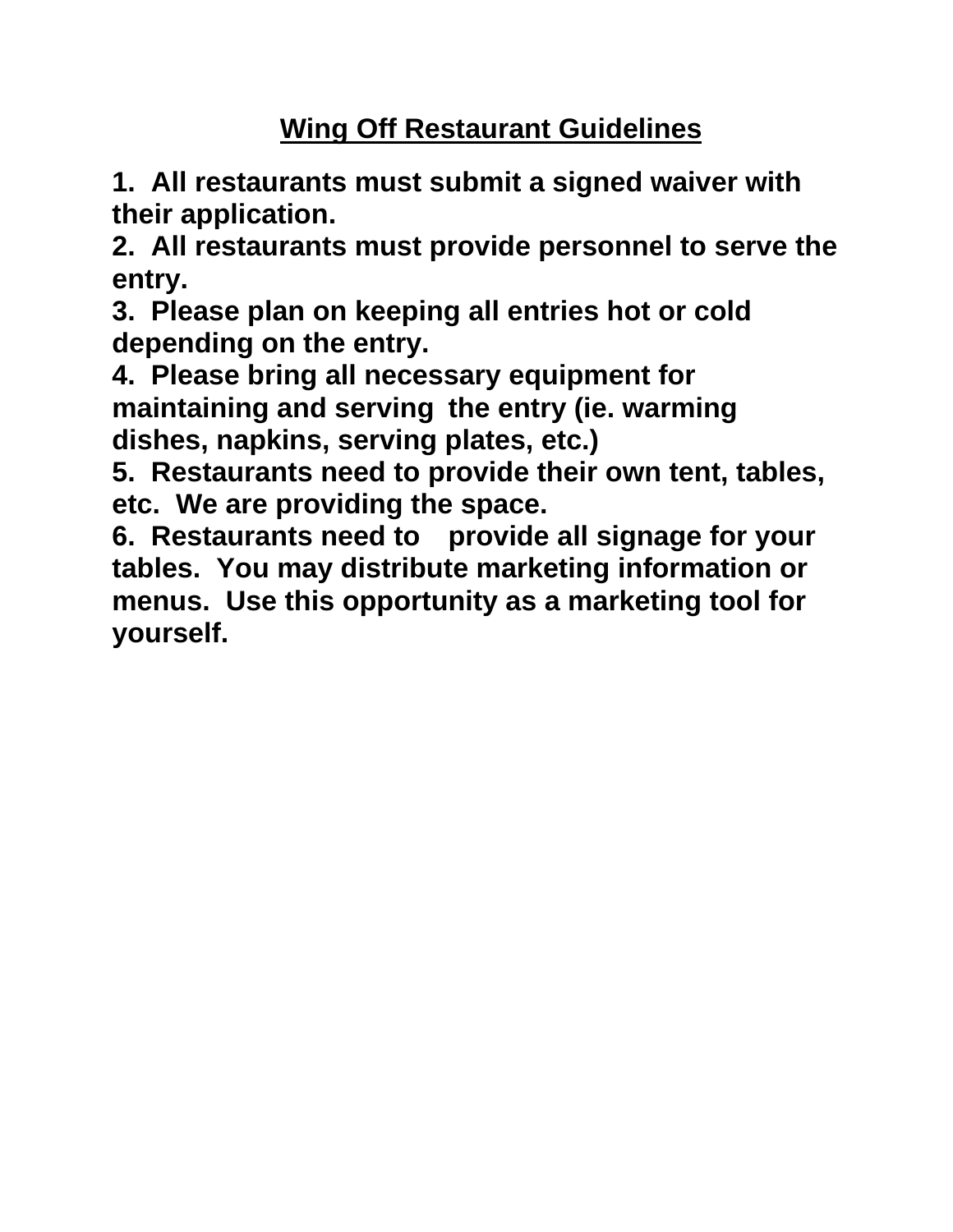# Wing Off Restaurant Guidelines

**1. All restaurants must submit a signed waiver with their application.**
**2. All restaurants must provide personnel to serve the entry.**
**3. Please plan on keeping all entries hot or cold depending on the entry.**
**4. Please bring all necessary equipment for maintaining and serving the entry (ie. warming dishes, napkins, serving plates, etc.)**
**5. Restaurants need to provide their own tent, tables, etc. We are providing the space.**
**6. Restaurants need to provide all signage for your tables. You may distribute marketing information or menus. Use this opportunity as a marketing tool for yourself.**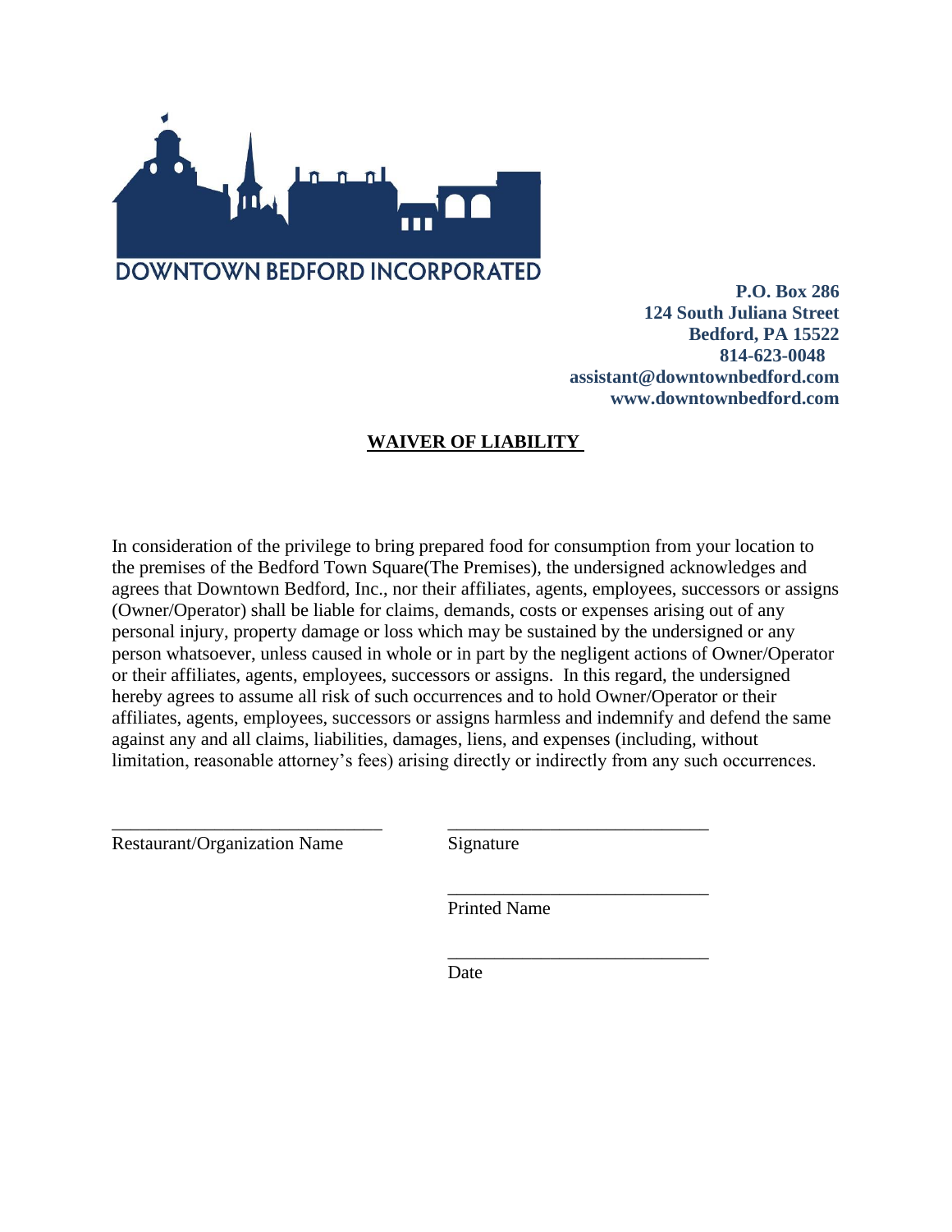DOWNTOWN BEDFORD INCORPORATED

**P.O. Box 286**
**124 South Juliana Street**
**Bedford, PA 15522**
**814-623-0048**
**assistant@downtownbedford.com**
**www.downtownbedford.com**

## WAIVER OF LIABILITY

In consideration of the privilege to bring prepared food for consumption from your location to the premises of the Bedford Town Square(The Premises), the undersigned acknowledges and agrees that Downtown Bedford, Inc., nor their affiliates, agents, employees, successors or assigns (Owner/Operator) shall be liable for claims, demands, costs or expenses arising out of any personal injury, property damage or loss which may be sustained by the undersigned or any person whatsoever, unless caused in whole or in part by the negligent actions of Owner/Operator or their affiliates, agents, employees, successors or assigns. In this regard, the undersigned hereby agrees to assume all risk of such occurrences and to hold Owner/Operator or their affiliates, agents, employees, successors or assigns harmless and indemnify and defend the same against any and all claims, liabilities, damages, liens, and expenses (including, without limitation, reasonable attorney's fees) arising directly or indirectly from any such occurrences.

\_\_\_\_\_\_\_\_\_\_\_\_\_\_\_\_\_\_\_\_\_\_\_\_\_\_\_\_\_\_
Restaurant/Organization Name

\_\_\_\_\_\_\_\_\_\_\_\_\_\_\_\_\_\_\_\_\_\_\_\_\_\_\_\_\_\_
Signature

\_\_\_\_\_\_\_\_\_\_\_\_\_\_\_\_\_\_\_\_\_\_\_\_\_\_\_\_\_\_
Printed Name

\_\_\_\_\_\_\_\_\_\_\_\_\_\_\_\_\_\_\_\_\_\_\_\_\_\_\_\_\_\_
Date